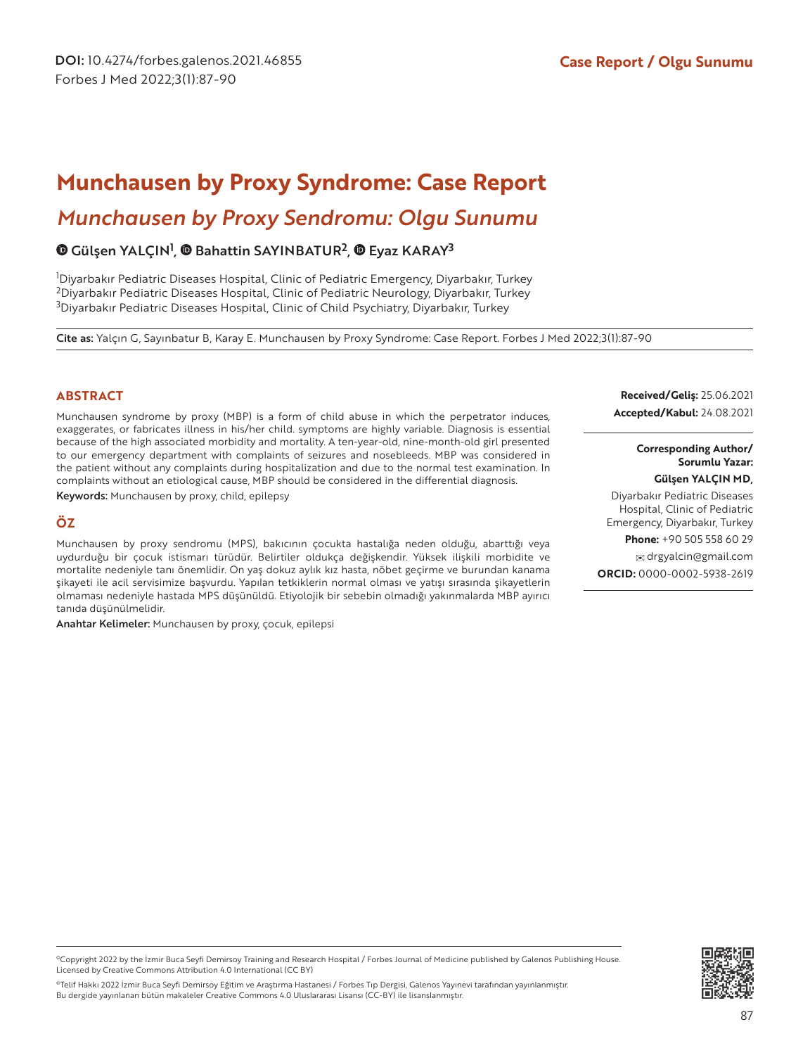DOI: 10.4274/forbes.galenos.2021.46855

Case Report / Olgu Sunumu

# Munchausen by Proxy Syndrome: Case Report

## *Munchausen by Proxy Sendromu: Olgu Sunumu*

**Gülşen YALÇIN[1], Bahattin SAYINBATUR[2], Eyaz KARAY[3]**

[1]Diyarbakır Pediatric Diseases Hospital, Clinic of Pediatric Emergency, Diyarbakır, Turkey
[2]Diyarbakır Pediatric Diseases Hospital, Clinic of Pediatric Neurology, Diyarbakır, Turkey
[3]Diyarbakır Pediatric Diseases Hospital, Clinic of Child Psychiatry, Diyarbakır, Turkey

**Cite as:** Yalçın G, Sayınbatur B, Karay E. Munchausen by Proxy Syndrome: Case Report. Forbes J Med 2022;3(1):87-90

## ABSTRACT

Munchausen syndrome by proxy (MBP) is a form of child abuse in which the perpetrator induces, exaggerates, or fabricates illness in his/her child. symptoms are highly variable. Diagnosis is essential because of the high associated morbidity and mortality. A ten-year-old, nine-month-old girl presented to our emergency department with complaints of seizures and nosebleeds. MBP was considered in the patient without any complaints during hospitalization and due to the normal test examination. In complaints without an etiological cause, MBP should be considered in the differential diagnosis.

**Keywords:** Munchausen by proxy, child, epilepsy

## ÖZ

Munchausen by proxy sendromu (MPS), bakıcının çocukta hastalığa neden olduğu, abarttığı veya uydurduğu bir çocuk istismarı türüdür. Belirtiler oldukça değişkendir. Yüksek ilişkili morbidite ve mortalite nedeniyle tanı önemlidir. On yaş dokuz aylık kız hasta, nöbet geçirme ve burundan kanama şikayeti ile acil servisimize başvurdu. Yapılan tetkiklerin normal olması ve yatışı sırasında şikayetlerin olmaması nedeniyle hastada MPS düşünüldü. Etiyolojik bir sebebin olmadığı yakınmalarda MBP ayırıcı tanıda düşünülmelidir.

**Anahtar Kelimeler:** Munchausen by proxy, çocuk, epilepsi

**Received/Geliş:** 25.06.2021
**Accepted/Kabul:** 24.08.2021

**Corresponding Author/ Sorumlu Yazar:**
**Gülşen YALÇIN MD,**
Diyarbakır Pediatric Diseases Hospital, Clinic of Pediatric Emergency, Diyarbakır, Turkey
**Phone:** +90 505 558 60 29
drgyalcin@gmail.com
**ORCID:** 0000-0002-5938-2619

©Copyright 2022 by the İzmir Buca Seyfi Demirsoy Training and Research Hospital / Forbes Journal of Medicine published by Galenos Publishing House. Licensed by Creative Commons Attribution 4.0 International (CC BY)

©Telif Hakkı 2022 İzmir Buca Seyfi Demirsoy Eğitim ve Araştırma Hastanesi / Forbes Tıp Dergisi, Galenos Yayınevi tarafından yayınlanmıştır. Bu dergide yayınlanan bütün makaleler Creative Commons 4.0 Uluslararası Lisansı (CC-BY) ile lisanslanmıştır.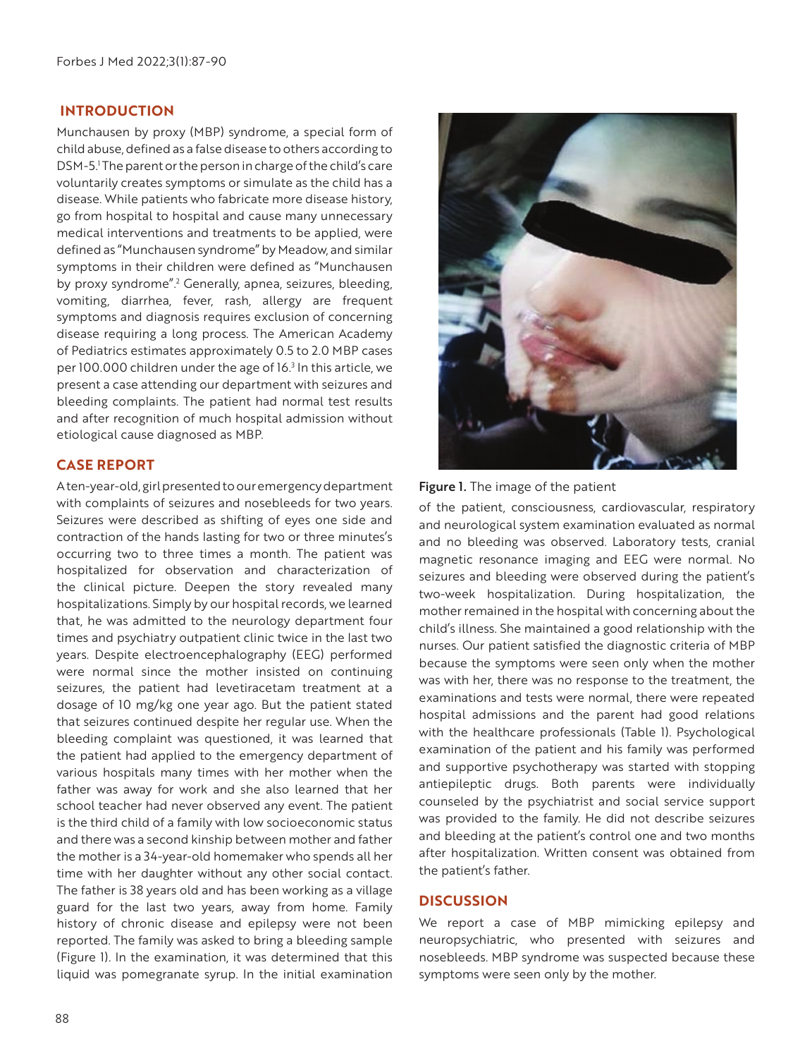## INTRODUCTION

Munchausen by proxy (MBP) syndrome, a special form of child abuse, defined as a false disease to others according to DSM-5.[1] The parent or the person in charge of the child's care voluntarily creates symptoms or simulate as the child has a disease. While patients who fabricate more disease history, go from hospital to hospital and cause many unnecessary medical interventions and treatments to be applied, were defined as "Munchausen syndrome" by Meadow, and similar symptoms in their children were defined as "Munchausen by proxy syndrome".[2] Generally, apnea, seizures, bleeding, vomiting, diarrhea, fever, rash, allergy are frequent symptoms and diagnosis requires exclusion of concerning disease requiring a long process. The American Academy of Pediatrics estimates approximately 0.5 to 2.0 MBP cases per 100.000 children under the age of 16.[3] In this article, we present a case attending our department with seizures and bleeding complaints. The patient had normal test results and after recognition of much hospital admission without etiological cause diagnosed as MBP.

## CASE REPORT

A ten-year-old, girl presented to our emergency department with complaints of seizures and nosebleeds for two years. Seizures were described as shifting of eyes one side and contraction of the hands lasting for two or three minutes's occurring two to three times a month. The patient was hospitalized for observation and characterization of the clinical picture. Deepen the story revealed many hospitalizations. Simply by our hospital records, we learned that, he was admitted to the neurology department four times and psychiatry outpatient clinic twice in the last two years. Despite electroencephalography (EEG) performed were normal since the mother insisted on continuing seizures, the patient had levetiracetam treatment at a dosage of 10 mg/kg one year ago. But the patient stated that seizures continued despite her regular use. When the bleeding complaint was questioned, it was learned that the patient had applied to the emergency department of various hospitals many times with her mother when the father was away for work and she also learned that her school teacher had never observed any event. The patient is the third child of a family with low socioeconomic status and there was a second kinship between mother and father the mother is a 34-year-old homemaker who spends all her time with her daughter without any other social contact. The father is 38 years old and has been working as a village guard for the last two years, away from home. Family history of chronic disease and epilepsy were not been reported. The family was asked to bring a bleeding sample (Figure 1). In the examination, it was determined that this liquid was pomegranate syrup. In the initial examination of the patient, consciousness, cardiovascular, respiratory and neurological system examination evaluated as normal and no bleeding was observed. Laboratory tests, cranial magnetic resonance imaging and EEG were normal. No seizures and bleeding were observed during the patient's two-week hospitalization. During hospitalization, the mother remained in the hospital with concerning about the child's illness. She maintained a good relationship with the nurses. Our patient satisfied the diagnostic criteria of MBP because the symptoms were seen only when the mother was with her, there was no response to the treatment, the examinations and tests were normal, there were repeated hospital admissions and the parent had good relations with the healthcare professionals (Table 1). Psychological examination of the patient and his family was performed and supportive psychotherapy was started with stopping antiepileptic drugs. Both parents were individually counseled by the psychiatrist and social service support was provided to the family. He did not describe seizures and bleeding at the patient's control one and two months after hospitalization. Written consent was obtained from the patient's father.

**Figure 1.** The image of the patient

## DISCUSSION

We report a case of MBP mimicking epilepsy and neuropsychiatric, who presented with seizures and nosebleeds. MBP syndrome was suspected because these symptoms were seen only by the mother.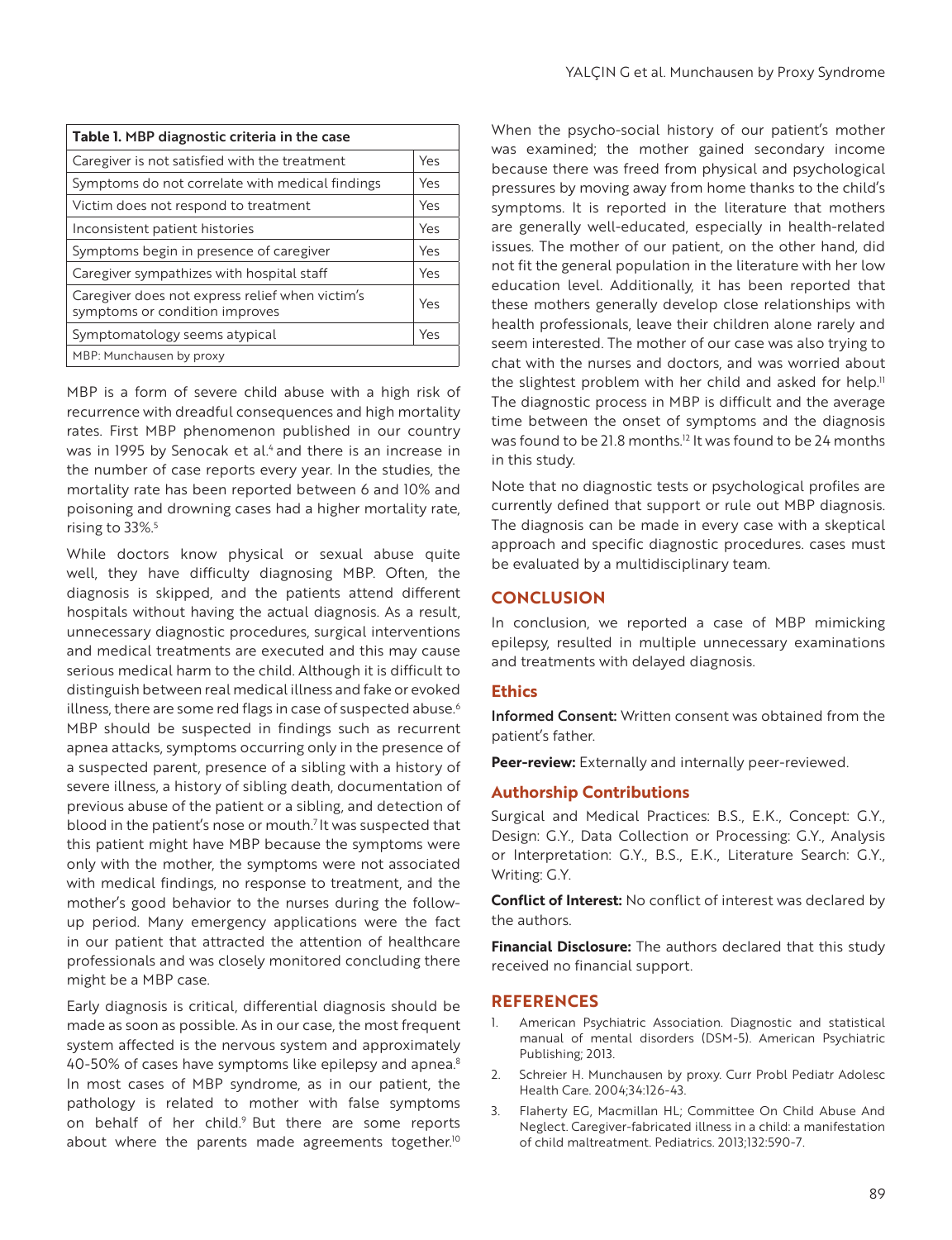**Table 1.** MBP diagnostic criteria in the case

| Criterion | |
|---|---|
| Caregiver is not satisfied with the treatment | Yes |
| Symptoms do not correlate with medical findings | Yes |
| Victim does not respond to treatment | Yes |
| Inconsistent patient histories | Yes |
| Symptoms begin in presence of caregiver | Yes |
| Caregiver sympathizes with hospital staff | Yes |
| Caregiver does not express relief when victim's symptoms or condition improves | Yes |
| Symptomatology seems atypical | Yes |

MBP: Munchausen by proxy

MBP is a form of severe child abuse with a high risk of recurrence with dreadful consequences and high mortality rates. First MBP phenomenon published in our country was in 1995 by Senocak et al.[4] and there is an increase in the number of case reports every year. In the studies, the mortality rate has been reported between 6 and 10% and poisoning and drowning cases had a higher mortality rate, rising to 33%.[5]

While doctors know physical or sexual abuse quite well, they have difficulty diagnosing MBP. Often, the diagnosis is skipped, and the patients attend different hospitals without having the actual diagnosis. As a result, unnecessary diagnostic procedures, surgical interventions and medical treatments are executed and this may cause serious medical harm to the child. Although it is difficult to distinguish between real medical illness and fake or evoked illness, there are some red flags in case of suspected abuse.[6] MBP should be suspected in findings such as recurrent apnea attacks, symptoms occurring only in the presence of a suspected parent, presence of a sibling with a history of severe illness, a history of sibling death, documentation of previous abuse of the patient or a sibling, and detection of blood in the patient's nose or mouth.[7] It was suspected that this patient might have MBP because the symptoms were only with the mother, the symptoms were not associated with medical findings, no response to treatment, and the mother's good behavior to the nurses during the follow-up period. Many emergency applications were the fact in our patient that attracted the attention of healthcare professionals and was closely monitored concluding there might be a MBP case.

Early diagnosis is critical, differential diagnosis should be made as soon as possible. As in our case, the most frequent system affected is the nervous system and approximately 40-50% of cases have symptoms like epilepsy and apnea.[8] In most cases of MBP syndrome, as in our patient, the pathology is related to mother with false symptoms on behalf of her child.[9] But there are some reports about where the parents made agreements together.[10] When the psycho-social history of our patient's mother was examined; the mother gained secondary income because there was freed from physical and psychological pressures by moving away from home thanks to the child's symptoms. It is reported in the literature that mothers are generally well-educated, especially in health-related issues. The mother of our patient, on the other hand, did not fit the general population in the literature with her low education level. Additionally, it has been reported that these mothers generally develop close relationships with health professionals, leave their children alone rarely and seem interested. The mother of our case was also trying to chat with the nurses and doctors, and was worried about the slightest problem with her child and asked for help.[11] The diagnostic process in MBP is difficult and the average time between the onset of symptoms and the diagnosis was found to be 21.8 months.[12] It was found to be 24 months in this study.

Note that no diagnostic tests or psychological profiles are currently defined that support or rule out MBP diagnosis. The diagnosis can be made in every case with a skeptical approach and specific diagnostic procedures. cases must be evaluated by a multidisciplinary team.

## CONCLUSION

In conclusion, we reported a case of MBP mimicking epilepsy, resulted in multiple unnecessary examinations and treatments with delayed diagnosis.

### Ethics

**Informed Consent:** Written consent was obtained from the patient's father.

**Peer-review:** Externally and internally peer-reviewed.

### Authorship Contributions

Surgical and Medical Practices: B.S., E.K., Concept: G.Y., Design: G.Y., Data Collection or Processing: G.Y., Analysis or Interpretation: G.Y., B.S., E.K., Literature Search: G.Y., Writing: G.Y.

**Conflict of Interest:** No conflict of interest was declared by the authors.

**Financial Disclosure:** The authors declared that this study received no financial support.

## REFERENCES

1. American Psychiatric Association. Diagnostic and statistical manual of mental disorders (DSM-5). American Psychiatric Publishing; 2013.
2. Schreier H. Munchausen by proxy. Curr Probl Pediatr Adolesc Health Care. 2004;34:126-43.
3. Flaherty EG, Macmillan HL; Committee On Child Abuse And Neglect. Caregiver-fabricated illness in a child: a manifestation of child maltreatment. Pediatrics. 2013;132:590-7.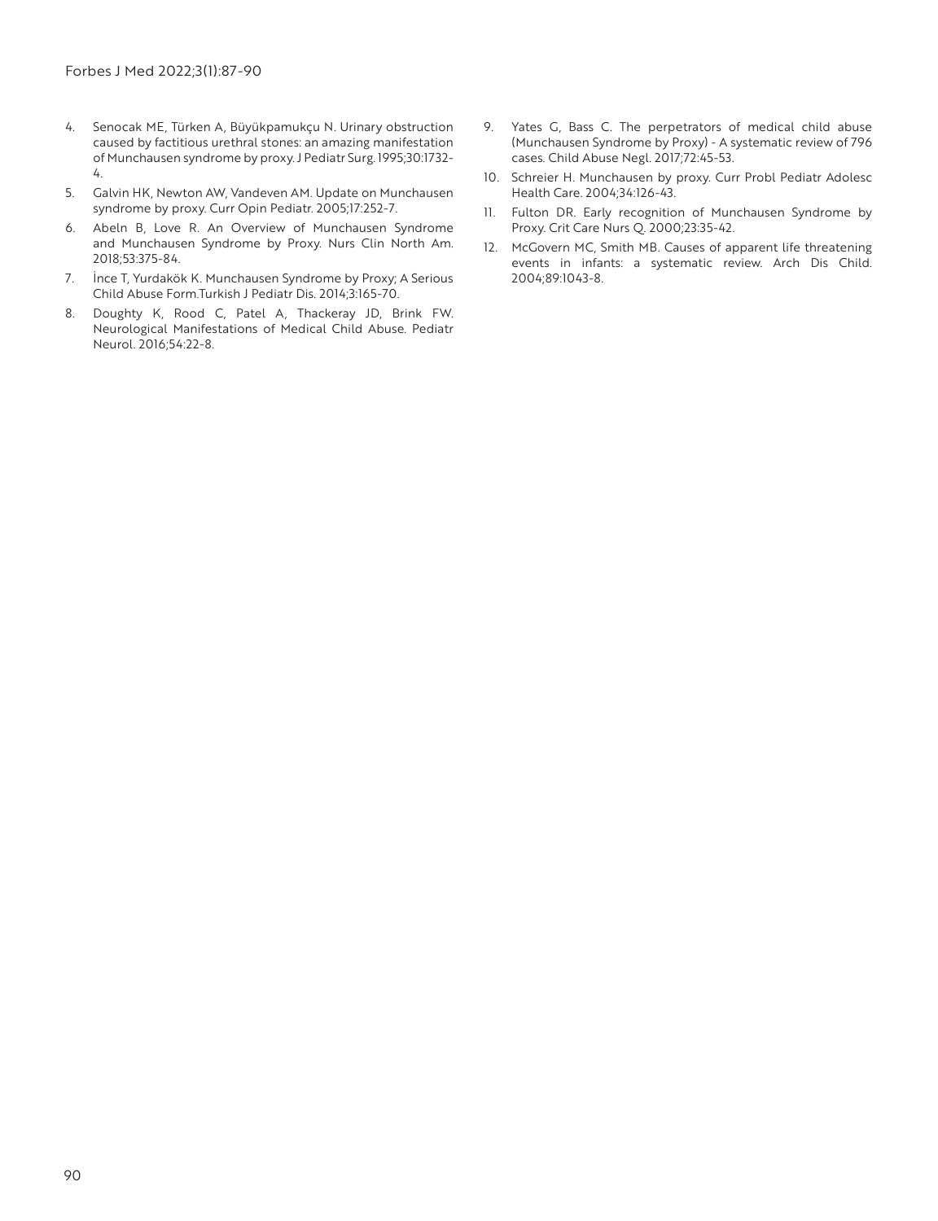4. Senocak ME, Türken A, Büyükpamukçu N. Urinary obstruction caused by factitious urethral stones: an amazing manifestation of Munchausen syndrome by proxy. J Pediatr Surg. 1995;30:1732-4.
5. Galvin HK, Newton AW, Vandeven AM. Update on Munchausen syndrome by proxy. Curr Opin Pediatr. 2005;17:252-7.
6. Abeln B, Love R. An Overview of Munchausen Syndrome and Munchausen Syndrome by Proxy. Nurs Clin North Am. 2018;53:375-84.
7. İnce T, Yurdakök K. Munchausen Syndrome by Proxy; A Serious Child Abuse Form.Turkish J Pediatr Dis. 2014;3:165-70.
8. Doughty K, Rood C, Patel A, Thackeray JD, Brink FW. Neurological Manifestations of Medical Child Abuse. Pediatr Neurol. 2016;54:22-8.
9. Yates G, Bass C. The perpetrators of medical child abuse (Munchausen Syndrome by Proxy) - A systematic review of 796 cases. Child Abuse Negl. 2017;72:45-53.
10. Schreier H. Munchausen by proxy. Curr Probl Pediatr Adolesc Health Care. 2004;34:126-43.
11. Fulton DR. Early recognition of Munchausen Syndrome by Proxy. Crit Care Nurs Q. 2000;23:35-42.
12. McGovern MC, Smith MB. Causes of apparent life threatening events in infants: a systematic review. Arch Dis Child. 2004;89:1043-8.